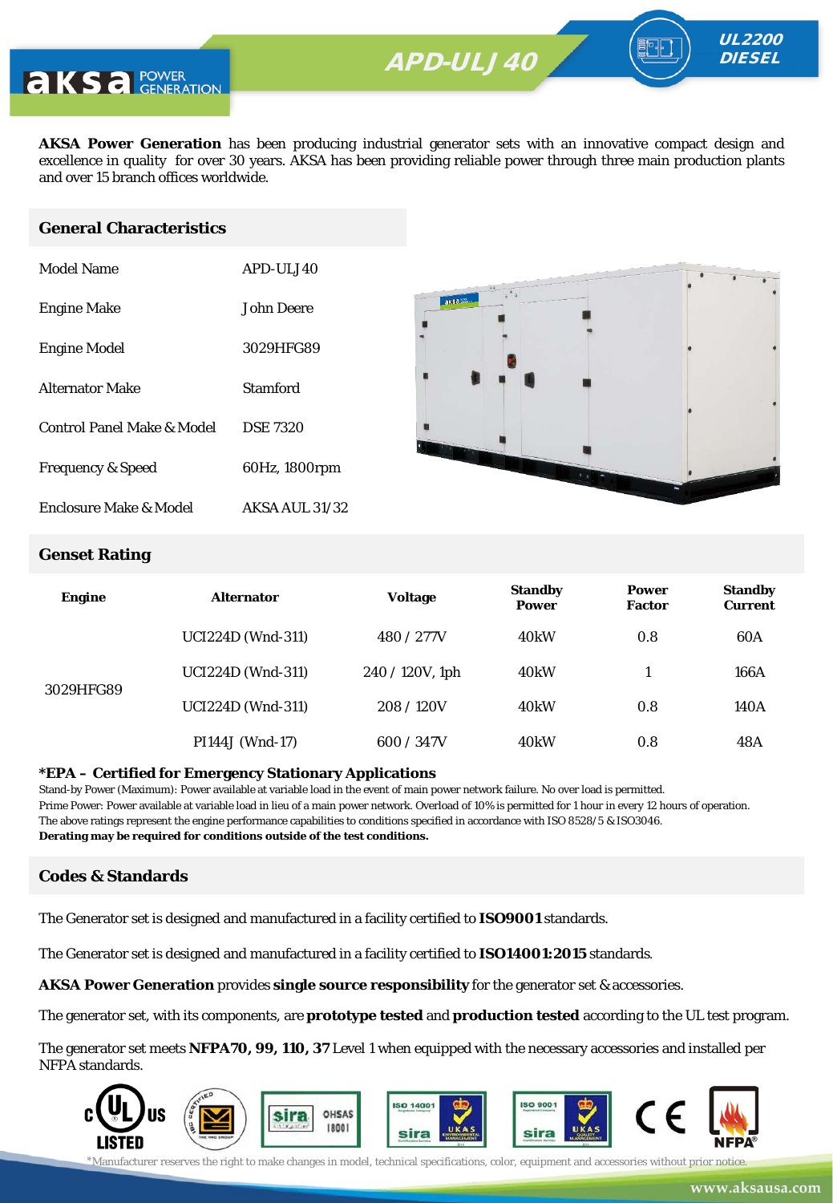APD-ULJ 40

UL2200 DIESEL

**AKSA Power Generation** has been producing industrial generator sets with an innovative compact design and excellence in quality for over 30 years. AKSA has been providing reliable power through three main production plants and over 15 branch offices worldwide.

## General Characteristics

| | |
|---|---|
| Model Name | APD-ULJ40 |
| Engine Make | John Deere |
| Engine Model | 3029HFG89 |
| Alternator Make | Stamford |
| Control Panel Make & Model | DSE 7320 |
| Frequency & Speed | 60Hz, 1800rpm |
| Enclosure Make & Model | AKSA AUL 31/32 |

## Genset Rating

| Engine | Alternator | Voltage | Standby Power | Power Factor | Standby Current |
|---|---|---|---|---|---|
| 3029HFG89 | UCI224D (Wnd-311) | 480 / 277V | 40kW | 0.8 | 60A |
| | UCI224D (Wnd-311) | 240 / 120V, 1ph | 40kW | 1 | 166A |
| | UCI224D (Wnd-311) | 208 / 120V | 40kW | 0.8 | 140A |
| | PI144J (Wnd-17) | 600 / 347V | 40kW | 0.8 | 48A |

**\*EPA – Certified for Emergency Stationary Applications**

Stand-by Power (Maximum): Power available at variable load in the event of main power network failure. No over load is permitted.
Prime Power: Power available at variable load in lieu of a main power network. Overload of 10% is permitted for 1 hour in every 12 hours of operation.
The above ratings represent the engine performance capabilities to conditions specified in accordance with ISO 8528/5 & ISO3046.
**Derating may be required for conditions outside of the test conditions.**

## Codes & Standards

The Generator set is designed and manufactured in a facility certified to **ISO9001** standards.

The Generator set is designed and manufactured in a facility certified to **ISO14001:2015** standards.

**AKSA Power Generation** provides **single source responsibility** for the generator set & accessories.

The generator set, with its components, are **prototype tested** and **production tested** according to the UL test program.

The generator set meets **NFPA70, 99, 110, 37** Level 1 when equipped with the necessary accessories and installed per NFPA standards.

*Manufacturer reserves the right to make changes in model, technical specifications, color, equipment and accessories without prior notice.

www.aksausa.com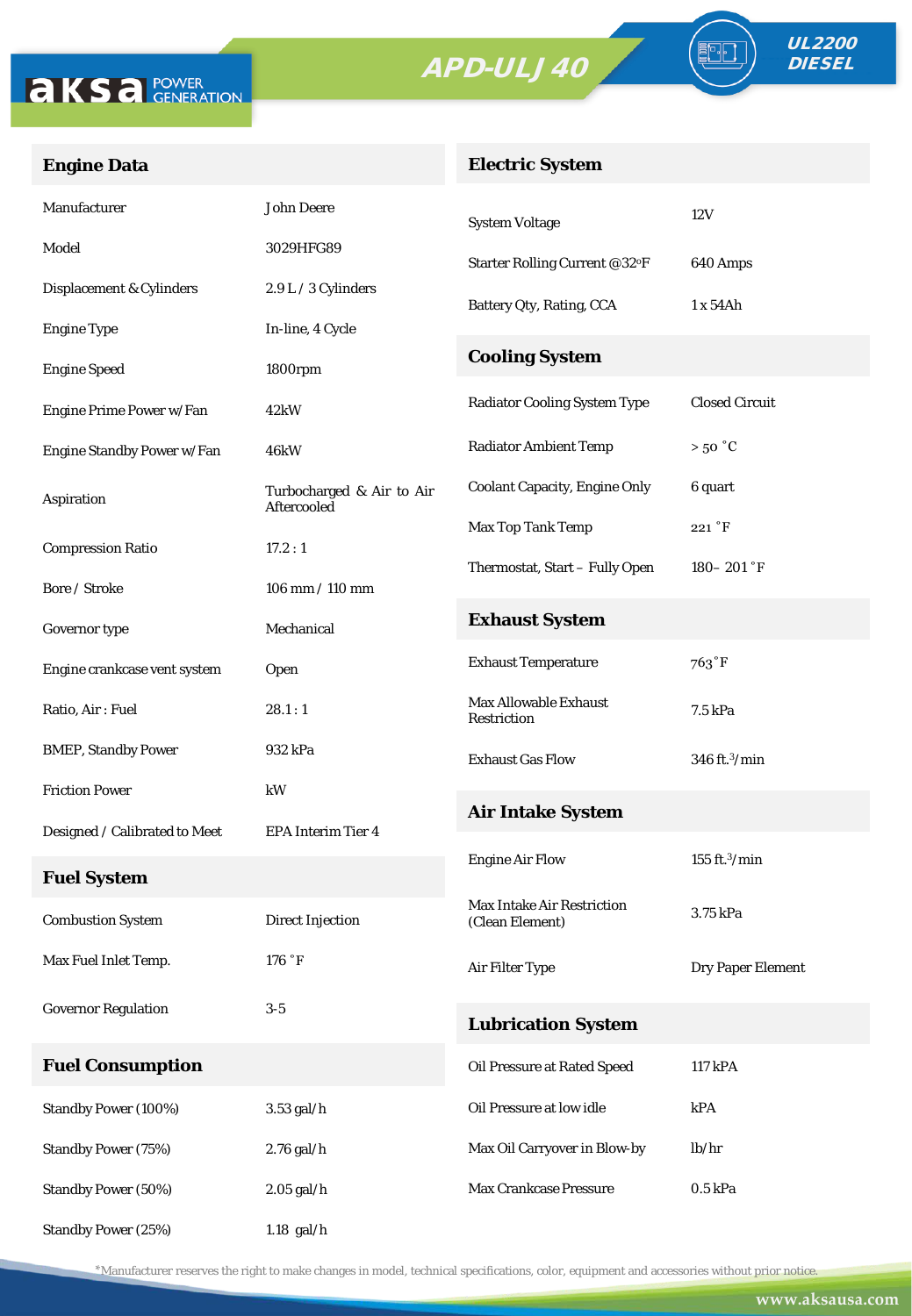# APD-ULJ 40

**UL2200 DIESEL**

## Engine Data

| | |
|---|---|
| Manufacturer | John Deere |
| Model | 3029HFG89 |
| Displacement & Cylinders | 2.9 L / 3 Cylinders |
| Engine Type | In-line, 4 Cycle |
| Engine Speed | 1800rpm |
| Engine Prime Power w/Fan | 42kW |
| Engine Standby Power w/Fan | 46kW |
| Aspiration | Turbocharged & Air to Air Aftercooled |
| Compression Ratio | 17.2 : 1 |
| Bore / Stroke | 106 mm / 110 mm |
| Governor type | Mechanical |
| Engine crankcase vent system | Open |
| Ratio, Air : Fuel | 28.1 : 1 |
| BMEP, Standby Power | 932 kPa |
| Friction Power | kW |
| Designed / Calibrated to Meet | EPA Interim Tier 4 |

## Fuel System

| | |
|---|---|
| Combustion System | Direct Injection |
| Max Fuel Inlet Temp. | 176 ˚F |
| Governor Regulation | 3-5 |

## Fuel Consumption

| | |
|---|---|
| Standby Power (100%) | 3.53 gal/h |
| Standby Power (75%) | 2.76 gal/h |
| Standby Power (50%) | 2.05 gal/h |
| Standby Power (25%) | 1.18 gal/h |

## Electric System

| | |
|---|---|
| System Voltage | 12V |
| Starter Rolling Current @32ºF | 640 Amps |
| Battery Qty, Rating, CCA | 1 x 54Ah |

## Cooling System

| | |
|---|---|
| Radiator Cooling System Type | Closed Circuit |
| Radiator Ambient Temp | > 50 ˚C |
| Coolant Capacity, Engine Only | 6 quart |
| Max Top Tank Temp | 221 ˚F |
| Thermostat, Start – Fully Open | 180– 201 ˚F |

## Exhaust System

| | |
|---|---|
| Exhaust Temperature | 763˚F |
| Max Allowable Exhaust Restriction | 7.5 kPa |
| Exhaust Gas Flow | 346 $ft.^3$/min |

## Air Intake System

| | |
|---|---|
| Engine Air Flow | 155 $ft.^3$/min |
| Max Intake Air Restriction (Clean Element) | 3.75 kPa |
| Air Filter Type | Dry Paper Element |

## Lubrication System

| | |
|---|---|
| Oil Pressure at Rated Speed | 117 kPA |
| Oil Pressure at low idle | kPA |
| Max Oil Carryover in Blow-by | lb/hr |
| Max Crankcase Pressure | 0.5 kPa |

*Manufacturer reserves the right to make changes in model, technical specifications, color, equipment and accessories without prior notice.

www.aksausa.com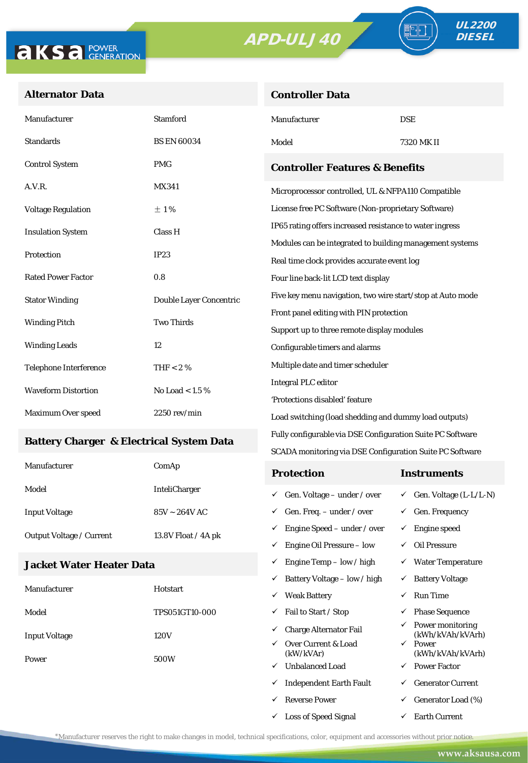aksa POWER GENERATION

# APD-ULJ 40

UL2200 DIESEL

## Alternator Data

| | |
|---|---|
| Manufacturer | Stamford |
| Standards | BS EN 60034 |
| Control System | PMG |
| A.V.R. | MX341 |
| Voltage Regulation | ± 1% |
| Insulation System | Class H |
| Protection | IP23 |
| Rated Power Factor | 0.8 |
| Stator Winding | Double Layer Concentric |
| Winding Pitch | Two Thirds |
| Winding Leads | 12 |
| Telephone Interference | THF < 2 % |
| Waveform Distortion | No Load < 1.5 % |
| Maximum Over speed | 2250 rev/min |

## Battery Charger & Electrical System Data

| | |
|---|---|
| Manufacturer | ComAp |
| Model | InteliCharger |
| Input Voltage | 85V ~ 264V AC |
| Output Voltage / Current | 13.8V Float / 4A pk |

## Jacket Water Heater Data

| | |
|---|---|
| Manufacturer | Hotstart |
| Model | TPS051GT10-000 |
| Input Voltage | 120V |
| Power | 500W |

## Controller Data

| | |
|---|---|
| Manufacturer | DSE |
| Model | 7320 MK II |

## Controller Features & Benefits

Microprocessor controlled, UL & NFPA110 Compatible

License free PC Software (Non-proprietary Software)

IP65 rating offers increased resistance to water ingress

Modules can be integrated to building management systems

Real time clock provides accurate event log

Four line back-lit LCD text display

Five key menu navigation, two wire start/stop at Auto mode

Front panel editing with PIN protection

Support up to three remote display modules

Configurable timers and alarms

Multiple date and timer scheduler

Integral PLC editor

'Protections disabled' feature

Load switching (load shedding and dummy load outputs)

Fully configurable via DSE Configuration Suite PC Software

SCADA monitoring via DSE Configuration Suite PC Software

| Protection | Instruments |
|---|---|
| ✓ Gen. Voltage – under / over | ✓ Gen. Voltage (L-L/L-N) |
| ✓ Gen. Freq. – under / over | ✓ Gen. Frequency |
| ✓ Engine Speed – under / over | ✓ Engine speed |
| ✓ Engine Oil Pressure – low | ✓ Oil Pressure |
| ✓ Engine Temp – low / high | ✓ Water Temperature |
| ✓ Battery Voltage – low / high | ✓ Battery Voltage |
| ✓ Weak Battery | ✓ Run Time |
| ✓ Fail to Start / Stop | ✓ Phase Sequence |
| ✓ Charge Alternator Fail | ✓ Power monitoring (kWh/kVAh/kVArh) |
| ✓ Over Current & Load (kW/kVAr) | ✓ Power (kWh/kVAh/kVArh) |
| ✓ Unbalanced Load | ✓ Power Factor |
| ✓ Independent Earth Fault | ✓ Generator Current |
| ✓ Reverse Power | ✓ Generator Load (%) |
| ✓ Loss of Speed Signal | ✓ Earth Current |

*Manufacturer reserves the right to make changes in model, technical specifications, color, equipment and accessories without prior notice.

www.aksausa.com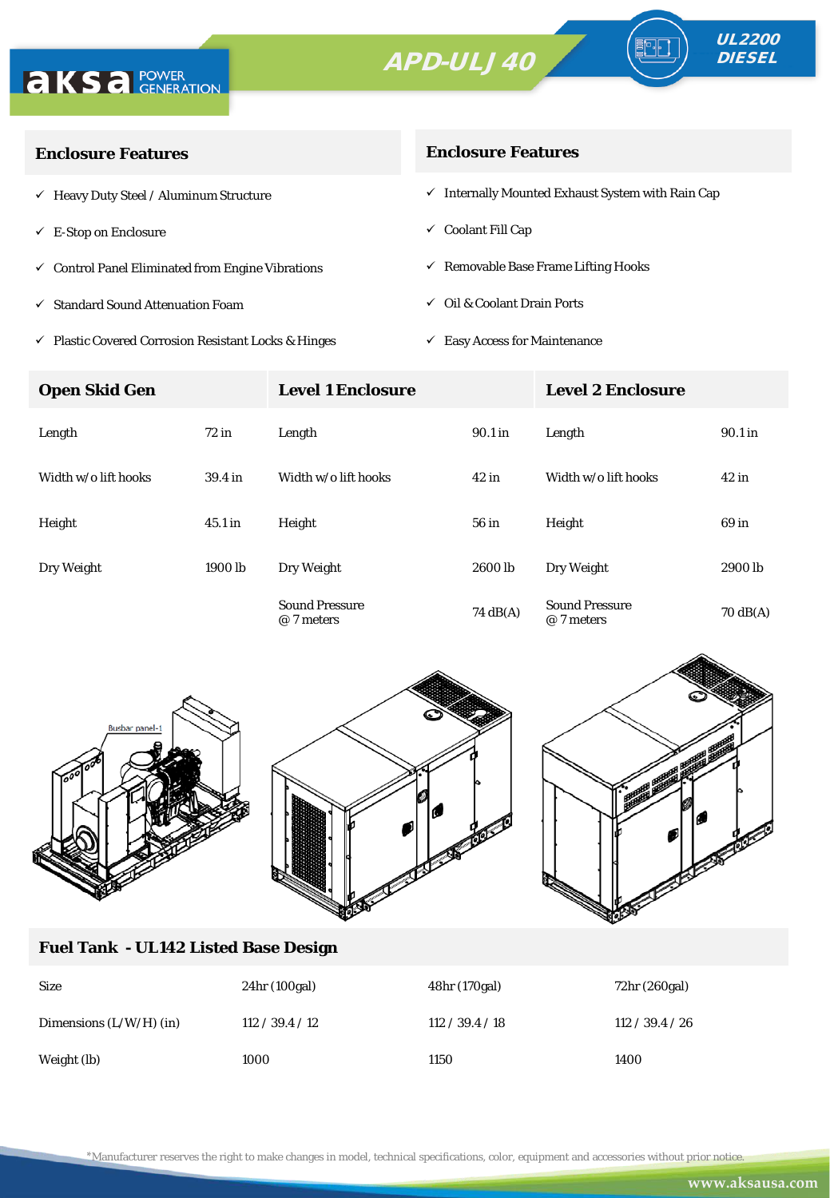APD-ULJ 40

UL2200 DIESEL

## Enclosure Features

- ✓ Heavy Duty Steel / Aluminum Structure
- ✓ E-Stop on Enclosure
- ✓ Control Panel Eliminated from Engine Vibrations
- ✓ Standard Sound Attenuation Foam
- ✓ Plastic Covered Corrosion Resistant Locks & Hinges

## Enclosure Features

- ✓ Internally Mounted Exhaust System with Rain Cap
- ✓ Coolant Fill Cap
- ✓ Removable Base Frame Lifting Hooks
- ✓ Oil & Coolant Drain Ports
- ✓ Easy Access for Maintenance

| Open Skid Gen | | Level 1 Enclosure | | Level 2 Enclosure | |
|---|---|---|---|---|---|
| Length | 72 in | Length | 90.1 in | Length | 90.1 in |
| Width w/o lift hooks | 39.4 in | Width w/o lift hooks | 42 in | Width w/o lift hooks | 42 in |
| Height | 45.1 in | Height | 56 in | Height | 69 in |
| Dry Weight | 1900 lb | Dry Weight | 2600 lb | Dry Weight | 2900 lb |
| | | Sound Pressure @ 7 meters | 74 dB(A) | Sound Pressure @ 7 meters | 70 dB(A) |

## Fuel Tank - UL142 Listed Base Design

| Size | 24hr (100gal) | 48hr (170gal) | 72hr (260gal) |
|---|---|---|---|
| Dimensions (L/W/H) (in) | 112 / 39.4 / 12 | 112 / 39.4 / 18 | 112 / 39.4 / 26 |
| Weight (lb) | 1000 | 1150 | 1400 |

*Manufacturer reserves the right to make changes in model, technical specifications, color, equipment and accessories without prior notice.

www.aksausa.com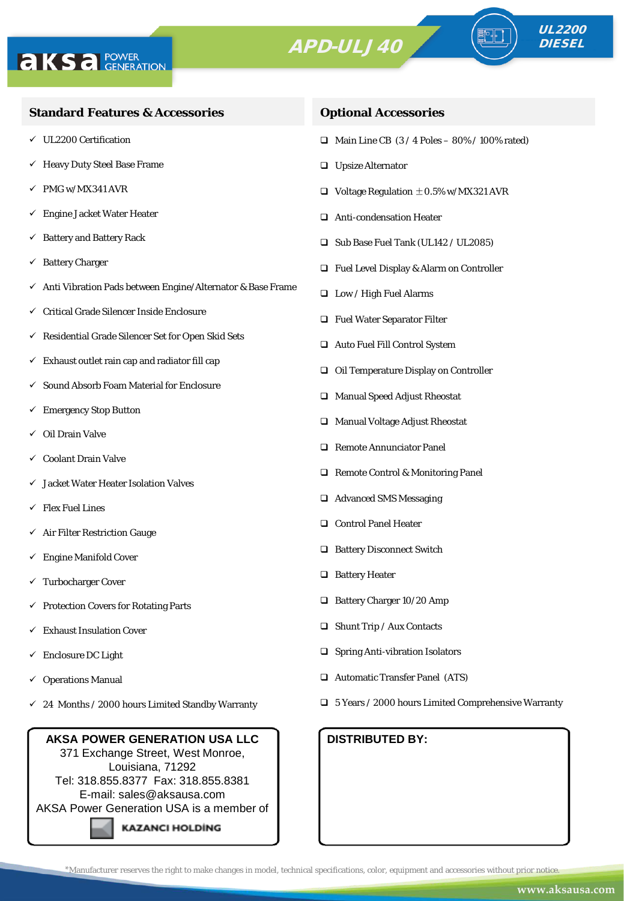aksa POWER GENERATION

APD-ULJ 40

UL2200 DIESEL

## Standard Features & Accessories

- ✓ UL2200 Certification
- ✓ Heavy Duty Steel Base Frame
- ✓ PMG w/ MX341 AVR
- ✓ Engine Jacket Water Heater
- ✓ Battery and Battery Rack
- ✓ Battery Charger
- ✓ Anti Vibration Pads between Engine/Alternator & Base Frame
- ✓ Critical Grade Silencer Inside Enclosure
- ✓ Residential Grade Silencer Set for Open Skid Sets
- ✓ Exhaust outlet rain cap and radiator fill cap
- ✓ Sound Absorb Foam Material for Enclosure
- ✓ Emergency Stop Button
- ✓ Oil Drain Valve
- ✓ Coolant Drain Valve
- ✓ Jacket Water Heater Isolation Valves
- ✓ Flex Fuel Lines
- ✓ Air Filter Restriction Gauge
- ✓ Engine Manifold Cover
- ✓ Turbocharger Cover
- ✓ Protection Covers for Rotating Parts
- ✓ Exhaust Insulation Cover
- ✓ Enclosure DC Light
- ✓ Operations Manual
- ✓ 24 Months / 2000 hours Limited Standby Warranty

## Optional Accessories

- ❑ Main Line CB (3 / 4 Poles – 80% / 100% rated)
- ❑ Upsize Alternator
- ❑ Voltage Regulation ±0.5% w/ MX321 AVR
- ❑ Anti-condensation Heater
- ❑ Sub Base Fuel Tank (UL142 / UL2085)
- ❑ Fuel Level Display & Alarm on Controller
- ❑ Low / High Fuel Alarms
- ❑ Fuel Water Separator Filter
- ❑ Auto Fuel Fill Control System
- ❑ Oil Temperature Display on Controller
- ❑ Manual Speed Adjust Rheostat
- ❑ Manual Voltage Adjust Rheostat
- ❑ Remote Annunciator Panel
- ❑ Remote Control & Monitoring Panel
- ❑ Advanced SMS Messaging
- ❑ Control Panel Heater
- ❑ Battery Disconnect Switch
- ❑ Battery Heater
- ❑ Battery Charger 10/20 Amp
- ❑ Shunt Trip / Aux Contacts
- ❑ Spring Anti-vibration Isolators
- ❑ Automatic Transfer Panel (ATS)
- ❑ 5 Years / 2000 hours Limited Comprehensive Warranty

**AKSA POWER GENERATION USA LLC**
371 Exchange Street, West Monroe,
Louisiana, 71292
Tel: 318.855.8377 Fax: 318.855.8381
E-mail: sales@aksausa.com
AKSA Power Generation USA is a member of
KAZANCI HOLDİNG

**DISTRIBUTED BY:**

*Manufacturer reserves the right to make changes in model, technical specifications, color, equipment and accessories without prior notice.

www.aksausa.com